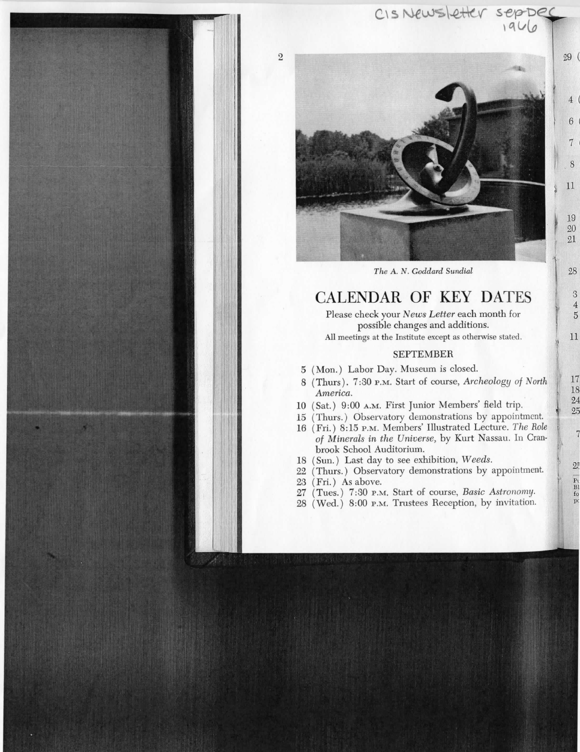CIS Newsletter Sep-Dec 1966

*The A. N. Goddard Sundial*

# CALENDAR OF KEY DATES

Please check your *News Letter* each month for possible changes and additions.

All meetings at the Institute except as otherwise stated.

## SEPTEMBER

- 5 (Mon.) Labor Day. Museum is closed.
- 8 (Thurs). 7:30 P.M. Start of course, *Archeology of North America.*
- 10 (Sat.) 9:00 A.M. First Junior Members' field trip.
- 15 (Thurs.) Observatory demonstrations by appointment.
- 16 (Fri.) 8:15 P.M. Members' Illustrated Lecture. *The Role of Minerals in the Universe,* by Kurt Nassau. In Cranbrook School Auditorium.
- 18 (Sun.) Last day to see exhibition, *Weeds.*
- 22 (Thurs.) Observatory demonstrations by appointment.
- 23 (Fri.) As above.
- 27 (Tues.) 7:30 P.M. Start of course, *Basic Astronomy.*
- 28 (Wed.) 8:00 P.M. Trustees Reception, by invitation.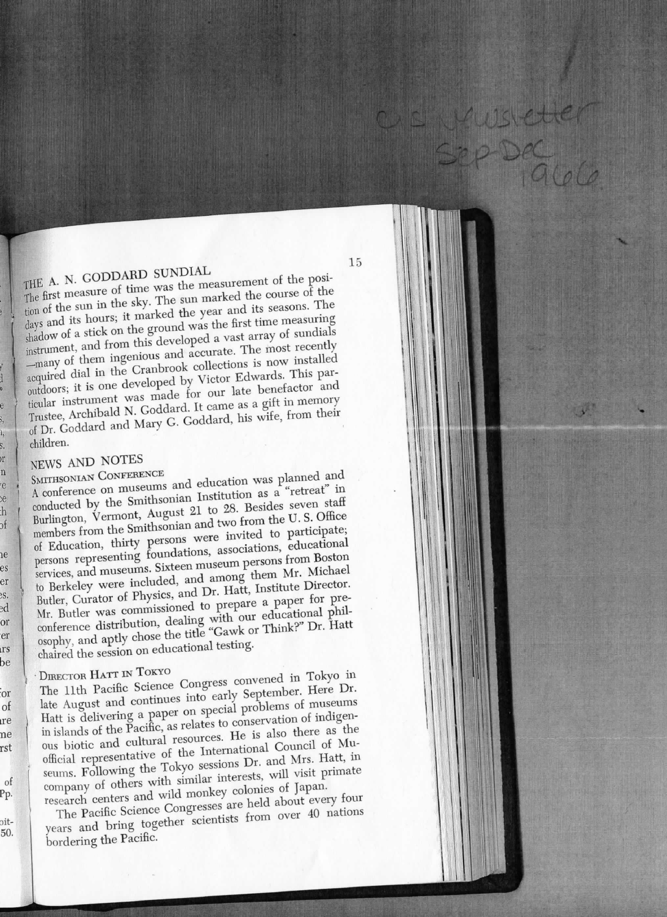## THE A. N. GODDARD SUNDIAL

The first measure of time was the measurement of the position of the sun in the sky. The sun marked the course of the days and its hours; it marked the year and its seasons. The shadow of a stick on the ground was the first time measuring instrument, and from this developed a vast array of sundials —many of them ingenious and accurate. The most recently acquired dial in the Cranbrook collections is now installed outdoors; it is one developed by Victor Edwards. This particular instrument was made for our late benefactor and Trustee, Archibald N. Goddard. It came as a gift in memory of Dr. Goddard and Mary G. Goddard, his wife, from their children.

## NEWS AND NOTES

### Smithsonian Conference

A conference on museums and education was planned and conducted by the Smithsonian Institution as a "retreat" in Burlington, Vermont, August 21 to 28. Besides seven staff members from the Smithsonian and two from the U. S. Office of Education, thirty persons were invited to participate; persons representing foundations, associations, educational services, and museums. Sixteen museum persons from Boston to Berkeley were included, and among them Mr. Michael Butler, Curator of Physics, and Dr. Hatt, Institute Director. Mr. Butler was commissioned to prepare a paper for pre-conference distribution, dealing with our educational philosophy, and aptly chose the title "Gawk or Think?" Dr. Hatt chaired the session on educational testing.

### Director Hatt in Tokyo

The 11th Pacific Science Congress convened in Tokyo in late August and continues into early September. Here Dr. Hatt is delivering a paper on special problems of museums in islands of the Pacific, as relates to conservation of indigenous biotic and cultural resources. He is also there as the official representative of the International Council of Museums. Following the Tokyo sessions Dr. and Mrs. Hatt, in company of others with similar interests, will visit primate research centers and wild monkey colonies of Japan.

The Pacific Science Congresses are held about every four years and bring together scientists from over 40 nations bordering the Pacific.